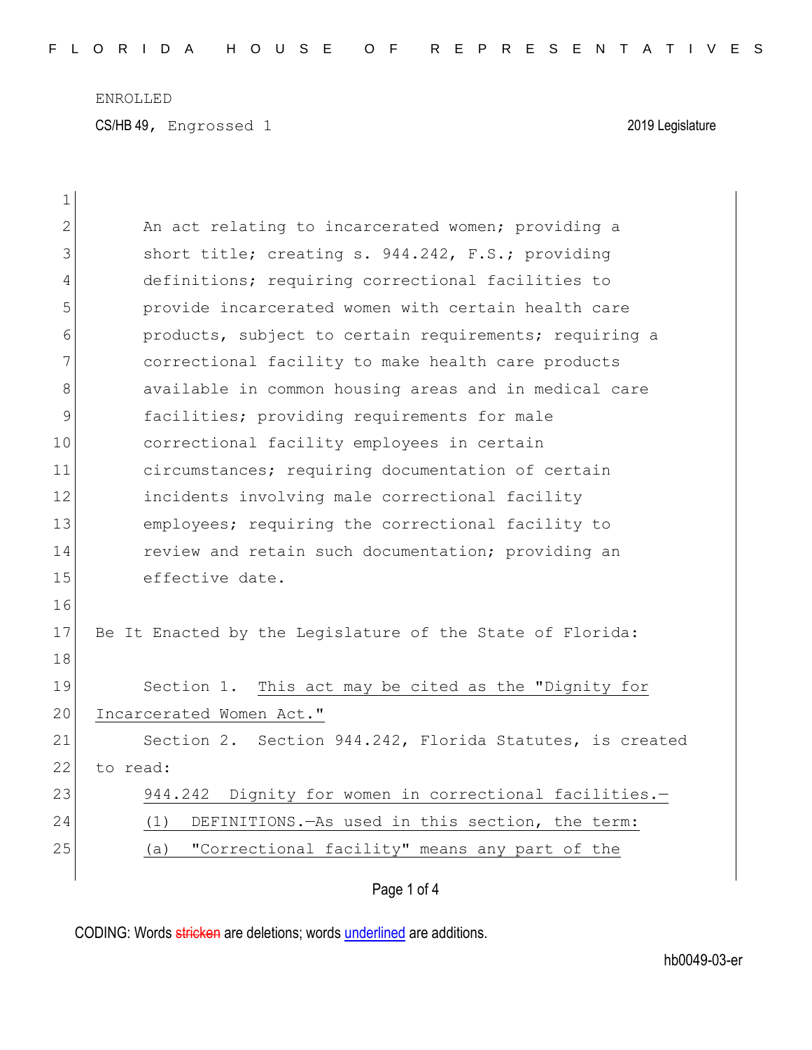ENROLLED

CS/HB 49, Engrossed 1 2019 Legislature

An act relating to incarcerated women; providing a short title; creating s. 944.242, F.S.; providing definitions; requiring correctional facilities to provide incarcerated women with certain health care products, subject to certain requirements; requiring a correctional facility to make health care products available in common housing areas and in medical care facilities; providing requirements for male correctional facility employees in certain circumstances; requiring documentation of certain incidents involving male correctional facility employees; requiring the correctional facility to review and retain such documentation; providing an effective date.

Be It Enacted by the Legislature of the State of Florida:

Section 1. This act may be cited as the "Dignity for Incarcerated Women Act."

Section 2. Section 944.242, Florida Statutes, is created to read:

944.242 Dignity for women in correctional facilities.—

(1) DEFINITIONS.—As used in this section, the term:

(a) "Correctional facility" means any part of the

CODING: Words stricken are deletions; words underlined are additions.

hb0049-03-er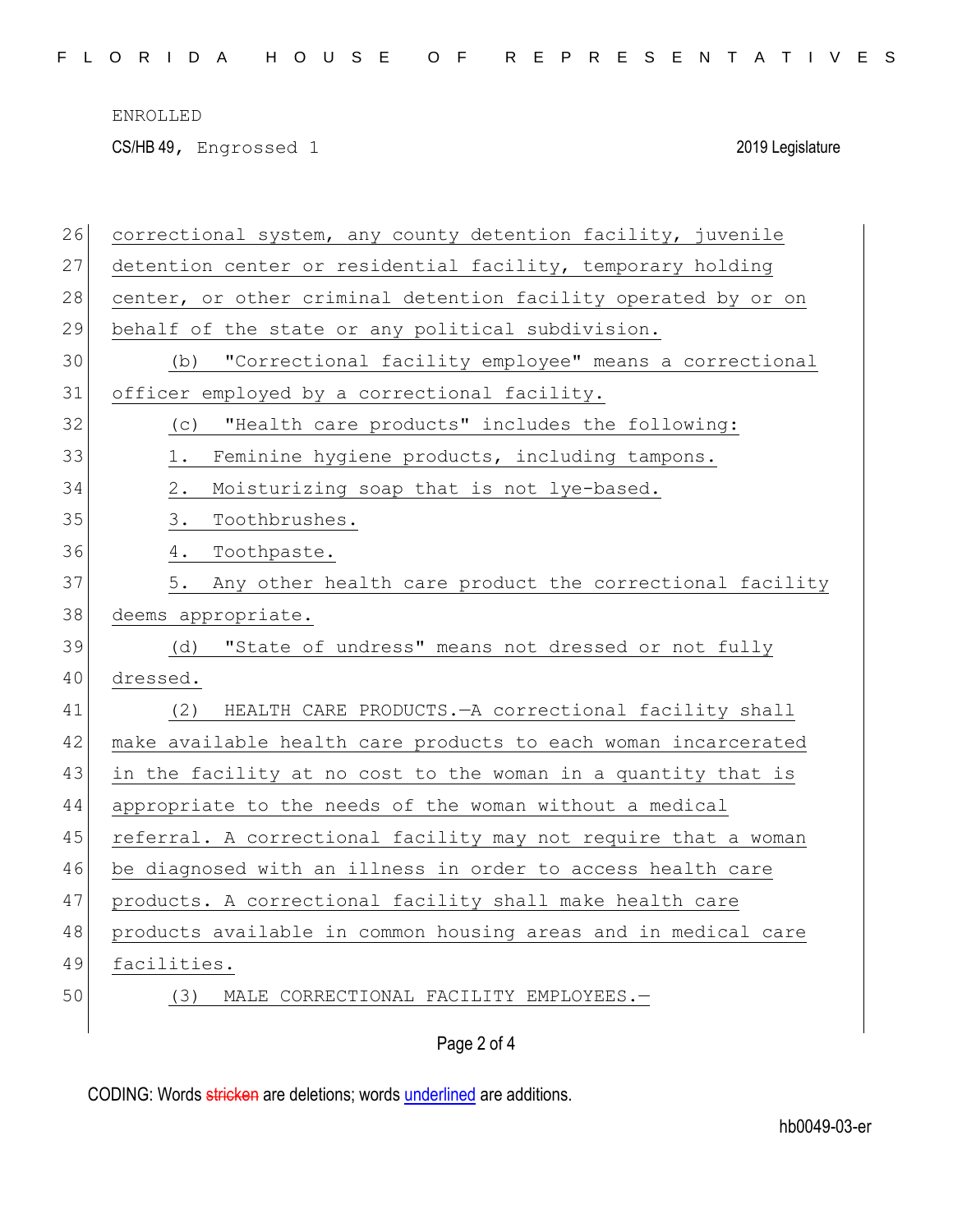correctional system, any county detention facility, juvenile detention center or residential facility, temporary holding center, or other criminal detention facility operated by or on behalf of the state or any political subdivision.

(b) "Correctional facility employee" means a correctional officer employed by a correctional facility.

(c) "Health care products" includes the following:

1. Feminine hygiene products, including tampons.
2. Moisturizing soap that is not lye-based.
3. Toothbrushes.
4. Toothpaste.
5. Any other health care product the correctional facility deems appropriate.

(d) "State of undress" means not dressed or not fully dressed.

(2) HEALTH CARE PRODUCTS.—A correctional facility shall make available health care products to each woman incarcerated in the facility at no cost to the woman in a quantity that is appropriate to the needs of the woman without a medical referral. A correctional facility may not require that a woman be diagnosed with an illness in order to access health care products. A correctional facility shall make health care products available in common housing areas and in medical care facilities.

(3) MALE CORRECTIONAL FACILITY EMPLOYEES.—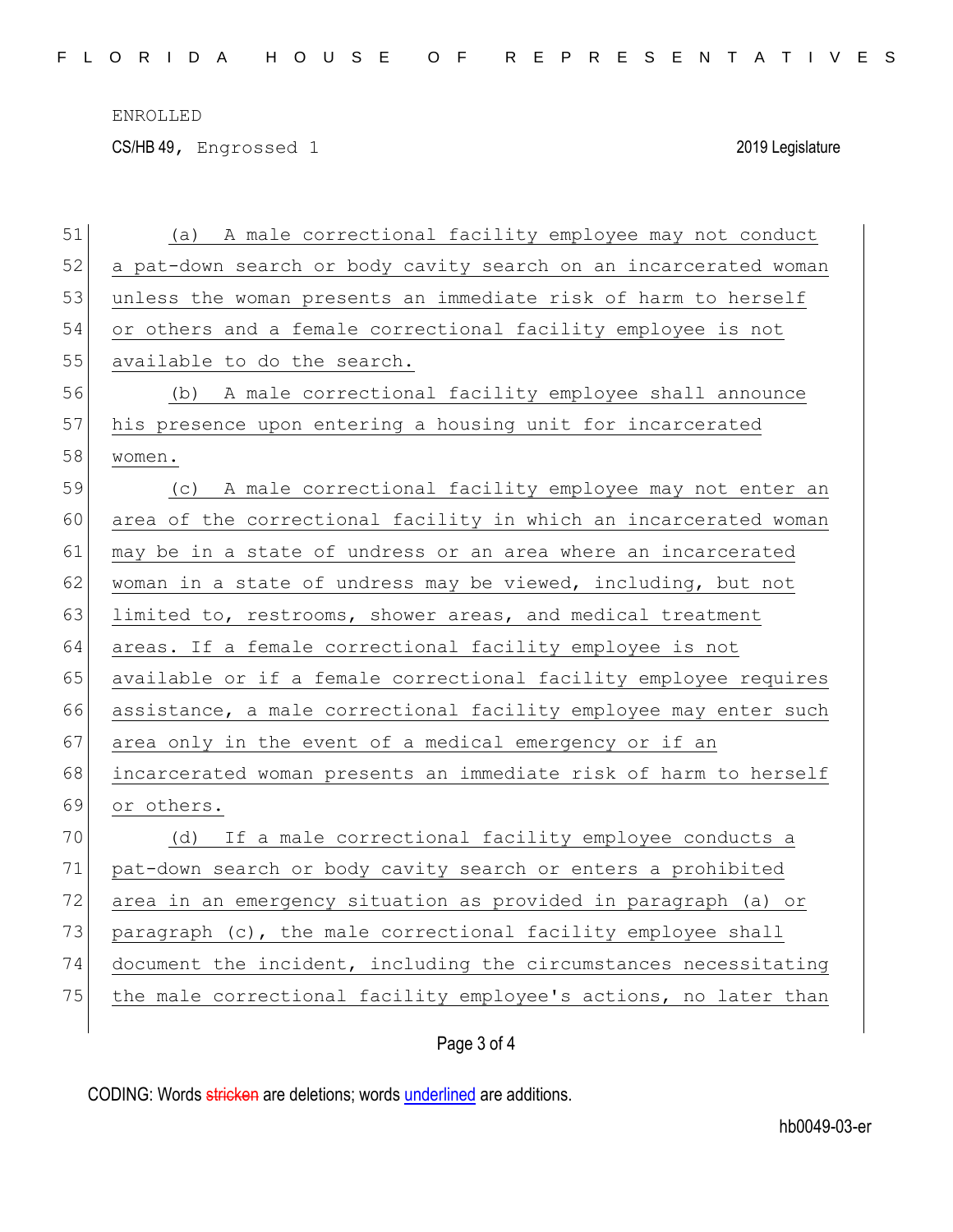ENROLLED

CS/HB 49, Engrossed 1 2019 Legislature

(a) A male correctional facility employee may not conduct a pat-down search or body cavity search on an incarcerated woman unless the woman presents an immediate risk of harm to herself or others and a female correctional facility employee is not available to do the search.

(b) A male correctional facility employee shall announce his presence upon entering a housing unit for incarcerated women.

(c) A male correctional facility employee may not enter an area of the correctional facility in which an incarcerated woman may be in a state of undress or an area where an incarcerated woman in a state of undress may be viewed, including, but not limited to, restrooms, shower areas, and medical treatment areas. If a female correctional facility employee is not available or if a female correctional facility employee requires assistance, a male correctional facility employee may enter such area only in the event of a medical emergency or if an incarcerated woman presents an immediate risk of harm to herself or others.

(d) If a male correctional facility employee conducts a pat-down search or body cavity search or enters a prohibited area in an emergency situation as provided in paragraph (a) or paragraph (c), the male correctional facility employee shall document the incident, including the circumstances necessitating the male correctional facility employee's actions, no later than

CODING: Words stricken are deletions; words underlined are additions.

hb0049-03-er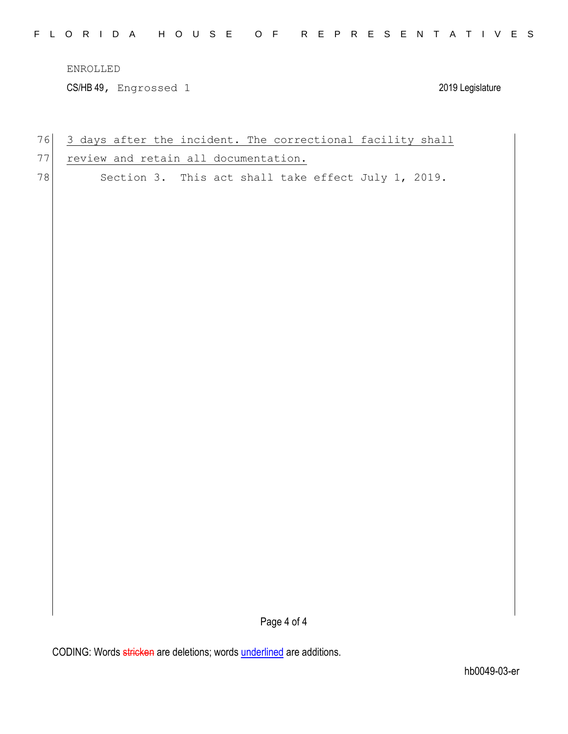3 days after the incident. The correctional facility shall review and retain all documentation.

Section 3. This act shall take effect July 1, 2019.